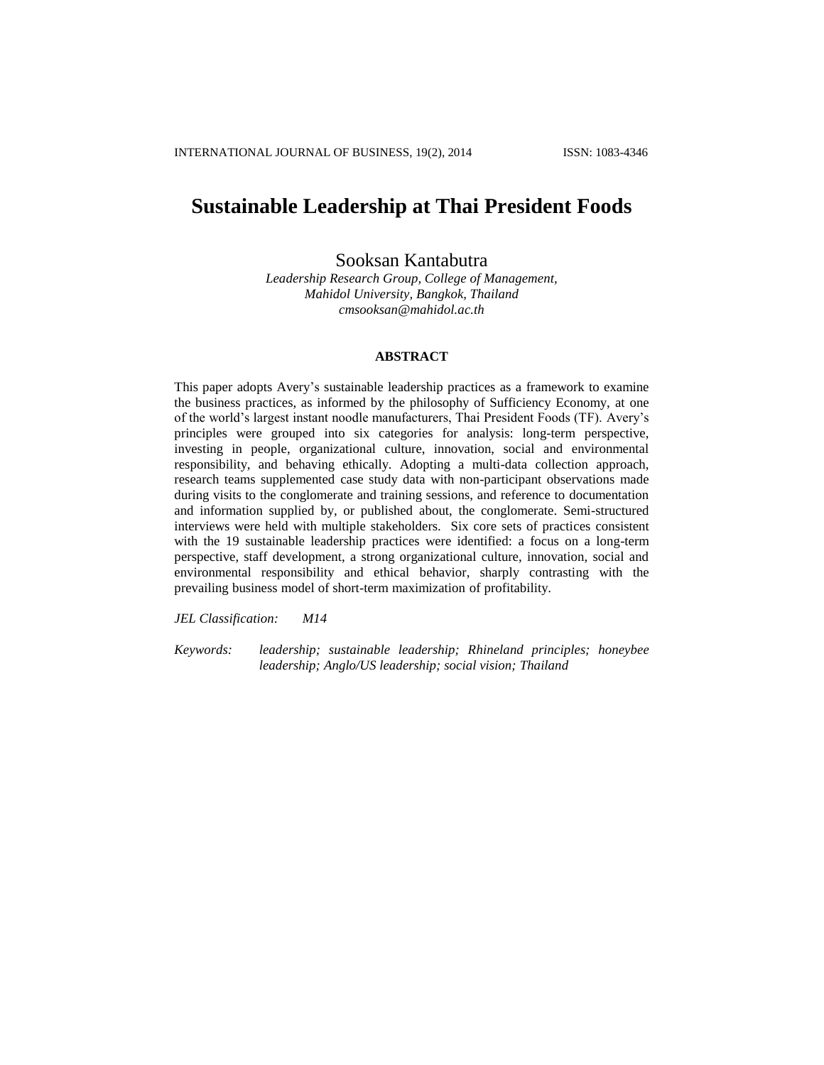# Sustainable Leadership at Thai President Foods

Sooksan Kantabutra

*Leadership Research Group, College of Management,*
*Mahidol University, Bangkok, Thailand*
*cmsooksan@mahidol.ac.th*

## ABSTRACT

This paper adopts Avery's sustainable leadership practices as a framework to examine the business practices, as informed by the philosophy of Sufficiency Economy, at one of the world's largest instant noodle manufacturers, Thai President Foods (TF). Avery's principles were grouped into six categories for analysis: long-term perspective, investing in people, organizational culture, innovation, social and environmental responsibility, and behaving ethically. Adopting a multi-data collection approach, research teams supplemented case study data with non-participant observations made during visits to the conglomerate and training sessions, and reference to documentation and information supplied by, or published about, the conglomerate. Semi-structured interviews were held with multiple stakeholders. Six core sets of practices consistent with the 19 sustainable leadership practices were identified: a focus on a long-term perspective, staff development, a strong organizational culture, innovation, social and environmental responsibility and ethical behavior, sharply contrasting with the prevailing business model of short-term maximization of profitability.

*JEL Classification:* *M14*

*Keywords:* *leadership; sustainable leadership; Rhineland principles; honeybee leadership; Anglo/US leadership; social vision; Thailand*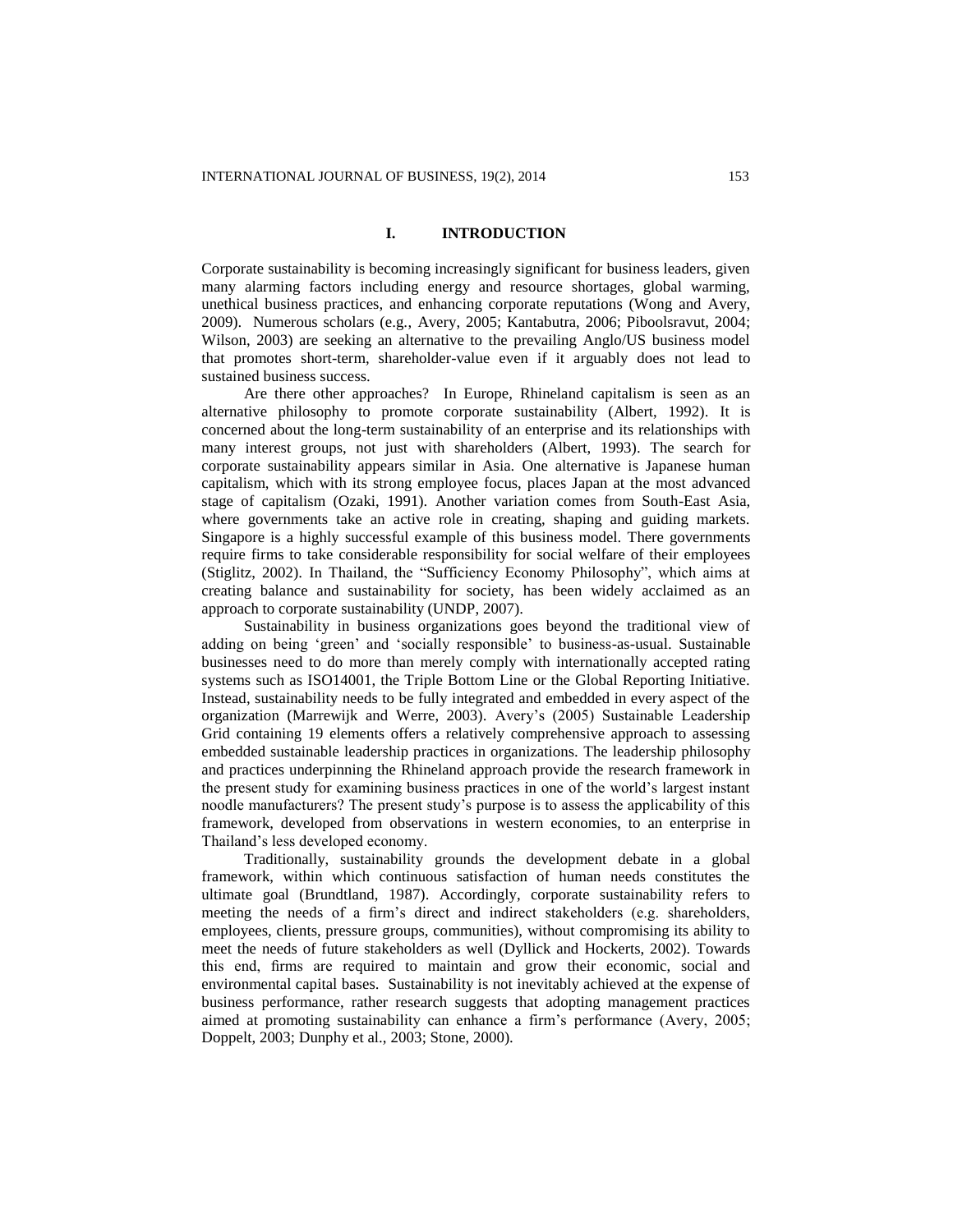# I. INTRODUCTION

Corporate sustainability is becoming increasingly significant for business leaders, given many alarming factors including energy and resource shortages, global warming, unethical business practices, and enhancing corporate reputations (Wong and Avery, 2009). Numerous scholars (e.g., Avery, 2005; Kantabutra, 2006; Piboolsravut, 2004; Wilson, 2003) are seeking an alternative to the prevailing Anglo/US business model that promotes short-term, shareholder-value even if it arguably does not lead to sustained business success.

Are there other approaches? In Europe, Rhineland capitalism is seen as an alternative philosophy to promote corporate sustainability (Albert, 1992). It is concerned about the long-term sustainability of an enterprise and its relationships with many interest groups, not just with shareholders (Albert, 1993). The search for corporate sustainability appears similar in Asia. One alternative is Japanese human capitalism, which with its strong employee focus, places Japan at the most advanced stage of capitalism (Ozaki, 1991). Another variation comes from South-East Asia, where governments take an active role in creating, shaping and guiding markets. Singapore is a highly successful example of this business model. There governments require firms to take considerable responsibility for social welfare of their employees (Stiglitz, 2002). In Thailand, the "Sufficiency Economy Philosophy", which aims at creating balance and sustainability for society, has been widely acclaimed as an approach to corporate sustainability (UNDP, 2007).

Sustainability in business organizations goes beyond the traditional view of adding on being 'green' and 'socially responsible' to business-as-usual. Sustainable businesses need to do more than merely comply with internationally accepted rating systems such as ISO14001, the Triple Bottom Line or the Global Reporting Initiative. Instead, sustainability needs to be fully integrated and embedded in every aspect of the organization (Marrewijk and Werre, 2003). Avery's (2005) Sustainable Leadership Grid containing 19 elements offers a relatively comprehensive approach to assessing embedded sustainable leadership practices in organizations. The leadership philosophy and practices underpinning the Rhineland approach provide the research framework in the present study for examining business practices in one of the world's largest instant noodle manufacturers? The present study's purpose is to assess the applicability of this framework, developed from observations in western economies, to an enterprise in Thailand's less developed economy.

Traditionally, sustainability grounds the development debate in a global framework, within which continuous satisfaction of human needs constitutes the ultimate goal (Brundtland, 1987). Accordingly, corporate sustainability refers to meeting the needs of a firm's direct and indirect stakeholders (e.g. shareholders, employees, clients, pressure groups, communities), without compromising its ability to meet the needs of future stakeholders as well (Dyllick and Hockerts, 2002). Towards this end, firms are required to maintain and grow their economic, social and environmental capital bases. Sustainability is not inevitably achieved at the expense of business performance, rather research suggests that adopting management practices aimed at promoting sustainability can enhance a firm's performance (Avery, 2005; Doppelt, 2003; Dunphy et al., 2003; Stone, 2000).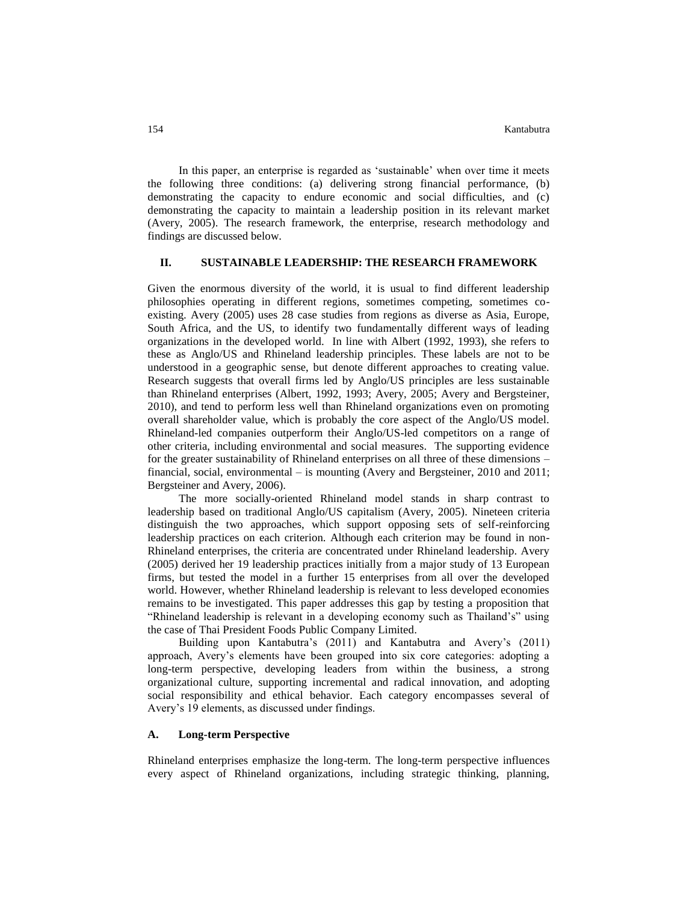In this paper, an enterprise is regarded as 'sustainable' when over time it meets the following three conditions: (a) delivering strong financial performance, (b) demonstrating the capacity to endure economic and social difficulties, and (c) demonstrating the capacity to maintain a leadership position in its relevant market (Avery, 2005). The research framework, the enterprise, research methodology and findings are discussed below.

## II. SUSTAINABLE LEADERSHIP: THE RESEARCH FRAMEWORK

Given the enormous diversity of the world, it is usual to find different leadership philosophies operating in different regions, sometimes competing, sometimes co-existing. Avery (2005) uses 28 case studies from regions as diverse as Asia, Europe, South Africa, and the US, to identify two fundamentally different ways of leading organizations in the developed world. In line with Albert (1992, 1993), she refers to these as Anglo/US and Rhineland leadership principles. These labels are not to be understood in a geographic sense, but denote different approaches to creating value. Research suggests that overall firms led by Anglo/US principles are less sustainable than Rhineland enterprises (Albert, 1992, 1993; Avery, 2005; Avery and Bergsteiner, 2010), and tend to perform less well than Rhineland organizations even on promoting overall shareholder value, which is probably the core aspect of the Anglo/US model. Rhineland-led companies outperform their Anglo/US-led competitors on a range of other criteria, including environmental and social measures. The supporting evidence for the greater sustainability of Rhineland enterprises on all three of these dimensions – financial, social, environmental – is mounting (Avery and Bergsteiner, 2010 and 2011; Bergsteiner and Avery, 2006).

The more socially-oriented Rhineland model stands in sharp contrast to leadership based on traditional Anglo/US capitalism (Avery, 2005). Nineteen criteria distinguish the two approaches, which support opposing sets of self-reinforcing leadership practices on each criterion. Although each criterion may be found in non-Rhineland enterprises, the criteria are concentrated under Rhineland leadership. Avery (2005) derived her 19 leadership practices initially from a major study of 13 European firms, but tested the model in a further 15 enterprises from all over the developed world. However, whether Rhineland leadership is relevant to less developed economies remains to be investigated. This paper addresses this gap by testing a proposition that "Rhineland leadership is relevant in a developing economy such as Thailand's" using the case of Thai President Foods Public Company Limited.

Building upon Kantabutra's (2011) and Kantabutra and Avery's (2011) approach, Avery's elements have been grouped into six core categories: adopting a long-term perspective, developing leaders from within the business, a strong organizational culture, supporting incremental and radical innovation, and adopting social responsibility and ethical behavior. Each category encompasses several of Avery's 19 elements, as discussed under findings.

### A. Long-term Perspective

Rhineland enterprises emphasize the long-term. The long-term perspective influences every aspect of Rhineland organizations, including strategic thinking, planning,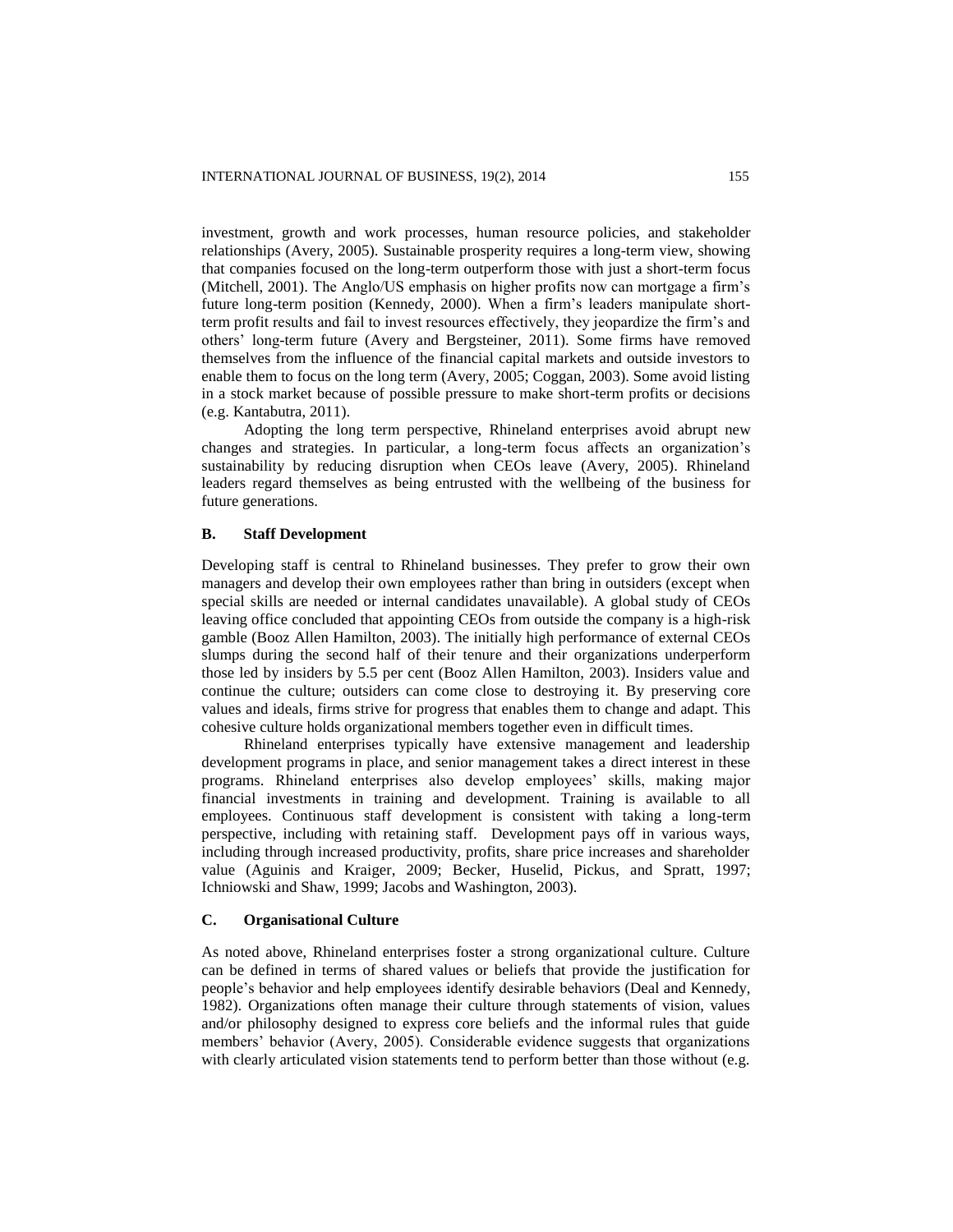investment, growth and work processes, human resource policies, and stakeholder relationships (Avery, 2005). Sustainable prosperity requires a long-term view, showing that companies focused on the long-term outperform those with just a short-term focus (Mitchell, 2001). The Anglo/US emphasis on higher profits now can mortgage a firm's future long-term position (Kennedy, 2000). When a firm's leaders manipulate short-term profit results and fail to invest resources effectively, they jeopardize the firm's and others' long-term future (Avery and Bergsteiner, 2011). Some firms have removed themselves from the influence of the financial capital markets and outside investors to enable them to focus on the long term (Avery, 2005; Coggan, 2003). Some avoid listing in a stock market because of possible pressure to make short-term profits or decisions (e.g. Kantabutra, 2011).

Adopting the long term perspective, Rhineland enterprises avoid abrupt new changes and strategies. In particular, a long-term focus affects an organization's sustainability by reducing disruption when CEOs leave (Avery, 2005). Rhineland leaders regard themselves as being entrusted with the wellbeing of the business for future generations.

### B. Staff Development

Developing staff is central to Rhineland businesses. They prefer to grow their own managers and develop their own employees rather than bring in outsiders (except when special skills are needed or internal candidates unavailable). A global study of CEOs leaving office concluded that appointing CEOs from outside the company is a high-risk gamble (Booz Allen Hamilton, 2003). The initially high performance of external CEOs slumps during the second half of their tenure and their organizations underperform those led by insiders by 5.5 per cent (Booz Allen Hamilton, 2003). Insiders value and continue the culture; outsiders can come close to destroying it. By preserving core values and ideals, firms strive for progress that enables them to change and adapt. This cohesive culture holds organizational members together even in difficult times.

Rhineland enterprises typically have extensive management and leadership development programs in place, and senior management takes a direct interest in these programs. Rhineland enterprises also develop employees' skills, making major financial investments in training and development. Training is available to all employees. Continuous staff development is consistent with taking a long-term perspective, including with retaining staff. Development pays off in various ways, including through increased productivity, profits, share price increases and shareholder value (Aguinis and Kraiger, 2009; Becker, Huselid, Pickus, and Spratt, 1997; Ichniowski and Shaw, 1999; Jacobs and Washington, 2003).

### C. Organisational Culture

As noted above, Rhineland enterprises foster a strong organizational culture. Culture can be defined in terms of shared values or beliefs that provide the justification for people's behavior and help employees identify desirable behaviors (Deal and Kennedy, 1982). Organizations often manage their culture through statements of vision, values and/or philosophy designed to express core beliefs and the informal rules that guide members' behavior (Avery, 2005). Considerable evidence suggests that organizations with clearly articulated vision statements tend to perform better than those without (e.g.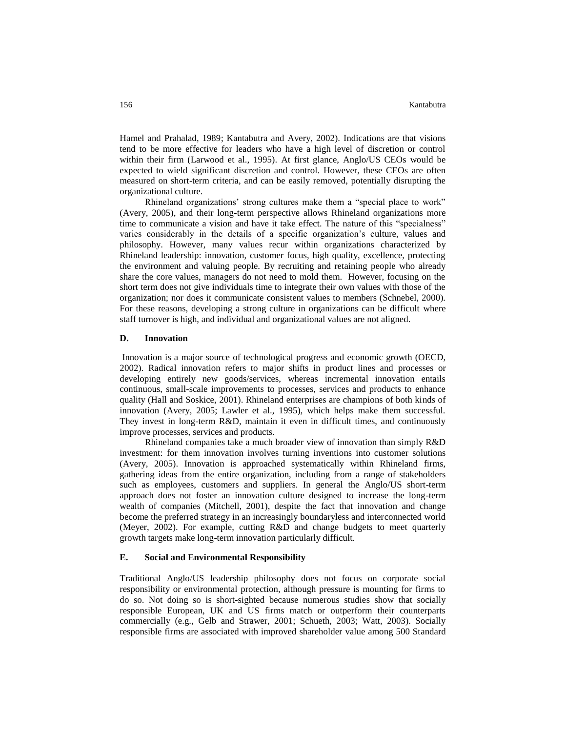Hamel and Prahalad, 1989; Kantabutra and Avery, 2002). Indications are that visions tend to be more effective for leaders who have a high level of discretion or control within their firm (Larwood et al., 1995). At first glance, Anglo/US CEOs would be expected to wield significant discretion and control. However, these CEOs are often measured on short-term criteria, and can be easily removed, potentially disrupting the organizational culture.

Rhineland organizations' strong cultures make them a "special place to work" (Avery, 2005), and their long-term perspective allows Rhineland organizations more time to communicate a vision and have it take effect. The nature of this "specialness" varies considerably in the details of a specific organization's culture, values and philosophy. However, many values recur within organizations characterized by Rhineland leadership: innovation, customer focus, high quality, excellence, protecting the environment and valuing people. By recruiting and retaining people who already share the core values, managers do not need to mold them. However, focusing on the short term does not give individuals time to integrate their own values with those of the organization; nor does it communicate consistent values to members (Schnebel, 2000). For these reasons, developing a strong culture in organizations can be difficult where staff turnover is high, and individual and organizational values are not aligned.

### D. Innovation

Innovation is a major source of technological progress and economic growth (OECD, 2002). Radical innovation refers to major shifts in product lines and processes or developing entirely new goods/services, whereas incremental innovation entails continuous, small-scale improvements to processes, services and products to enhance quality (Hall and Soskice, 2001). Rhineland enterprises are champions of both kinds of innovation (Avery, 2005; Lawler et al., 1995), which helps make them successful. They invest in long-term R&D, maintain it even in difficult times, and continuously improve processes, services and products.

Rhineland companies take a much broader view of innovation than simply R&D investment: for them innovation involves turning inventions into customer solutions (Avery, 2005). Innovation is approached systematically within Rhineland firms, gathering ideas from the entire organization, including from a range of stakeholders such as employees, customers and suppliers. In general the Anglo/US short-term approach does not foster an innovation culture designed to increase the long-term wealth of companies (Mitchell, 2001), despite the fact that innovation and change become the preferred strategy in an increasingly boundaryless and interconnected world (Meyer, 2002). For example, cutting R&D and change budgets to meet quarterly growth targets make long-term innovation particularly difficult.

### E. Social and Environmental Responsibility

Traditional Anglo/US leadership philosophy does not focus on corporate social responsibility or environmental protection, although pressure is mounting for firms to do so. Not doing so is short-sighted because numerous studies show that socially responsible European, UK and US firms match or outperform their counterparts commercially (e.g., Gelb and Strawer, 2001; Schueth, 2003; Watt, 2003). Socially responsible firms are associated with improved shareholder value among 500 Standard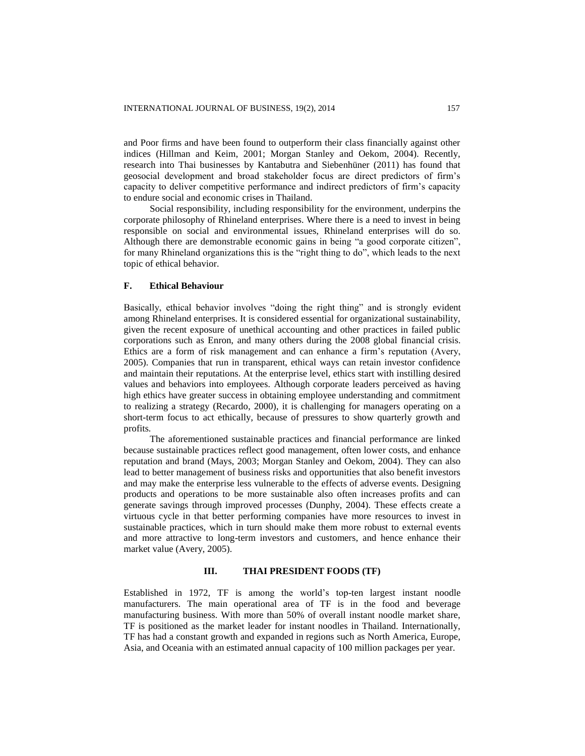and Poor firms and have been found to outperform their class financially against other indices (Hillman and Keim, 2001; Morgan Stanley and Oekom, 2004). Recently, research into Thai businesses by Kantabutra and Siebenhüner (2011) has found that geosocial development and broad stakeholder focus are direct predictors of firm's capacity to deliver competitive performance and indirect predictors of firm's capacity to endure social and economic crises in Thailand.

Social responsibility, including responsibility for the environment, underpins the corporate philosophy of Rhineland enterprises. Where there is a need to invest in being responsible on social and environmental issues, Rhineland enterprises will do so. Although there are demonstrable economic gains in being "a good corporate citizen", for many Rhineland organizations this is the "right thing to do", which leads to the next topic of ethical behavior.

### F. Ethical Behaviour

Basically, ethical behavior involves "doing the right thing" and is strongly evident among Rhineland enterprises. It is considered essential for organizational sustainability, given the recent exposure of unethical accounting and other practices in failed public corporations such as Enron, and many others during the 2008 global financial crisis. Ethics are a form of risk management and can enhance a firm's reputation (Avery, 2005). Companies that run in transparent, ethical ways can retain investor confidence and maintain their reputations. At the enterprise level, ethics start with instilling desired values and behaviors into employees. Although corporate leaders perceived as having high ethics have greater success in obtaining employee understanding and commitment to realizing a strategy (Recardo, 2000), it is challenging for managers operating on a short-term focus to act ethically, because of pressures to show quarterly growth and profits.

The aforementioned sustainable practices and financial performance are linked because sustainable practices reflect good management, often lower costs, and enhance reputation and brand (Mays, 2003; Morgan Stanley and Oekom, 2004). They can also lead to better management of business risks and opportunities that also benefit investors and may make the enterprise less vulnerable to the effects of adverse events. Designing products and operations to be more sustainable also often increases profits and can generate savings through improved processes (Dunphy, 2004). These effects create a virtuous cycle in that better performing companies have more resources to invest in sustainable practices, which in turn should make them more robust to external events and more attractive to long-term investors and customers, and hence enhance their market value (Avery, 2005).

## III. THAI PRESIDENT FOODS (TF)

Established in 1972, TF is among the world's top-ten largest instant noodle manufacturers. The main operational area of TF is in the food and beverage manufacturing business. With more than 50% of overall instant noodle market share, TF is positioned as the market leader for instant noodles in Thailand. Internationally, TF has had a constant growth and expanded in regions such as North America, Europe, Asia, and Oceania with an estimated annual capacity of 100 million packages per year.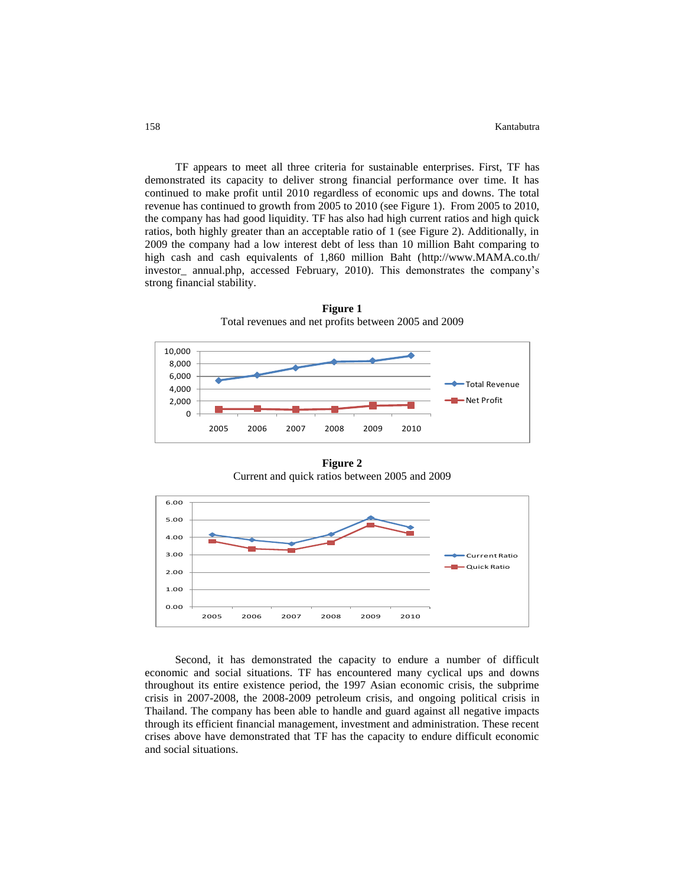TF appears to meet all three criteria for sustainable enterprises. First, TF has demonstrated its capacity to deliver strong financial performance over time. It has continued to make profit until 2010 regardless of economic ups and downs. The total revenue has continued to growth from 2005 to 2010 (see Figure 1). From 2005 to 2010, the company has had good liquidity. TF has also had high current ratios and high quick ratios, both highly greater than an acceptable ratio of 1 (see Figure 2). Additionally, in 2009 the company had a low interest debt of less than 10 million Baht comparing to high cash and cash equivalents of 1,860 million Baht (http://www.MAMA.co.th/investor_ annual.php, accessed February, 2010). This demonstrates the company's strong financial stability.

**Figure 1**

Total revenues and net profits between 2005 and 2009

**Figure 2**

Current and quick ratios between 2005 and 2009

Second, it has demonstrated the capacity to endure a number of difficult economic and social situations. TF has encountered many cyclical ups and downs throughout its entire existence period, the 1997 Asian economic crisis, the subprime crisis in 2007-2008, the 2008-2009 petroleum crisis, and ongoing political crisis in Thailand. The company has been able to handle and guard against all negative impacts through its efficient financial management, investment and administration. These recent crises above have demonstrated that TF has the capacity to endure difficult economic and social situations.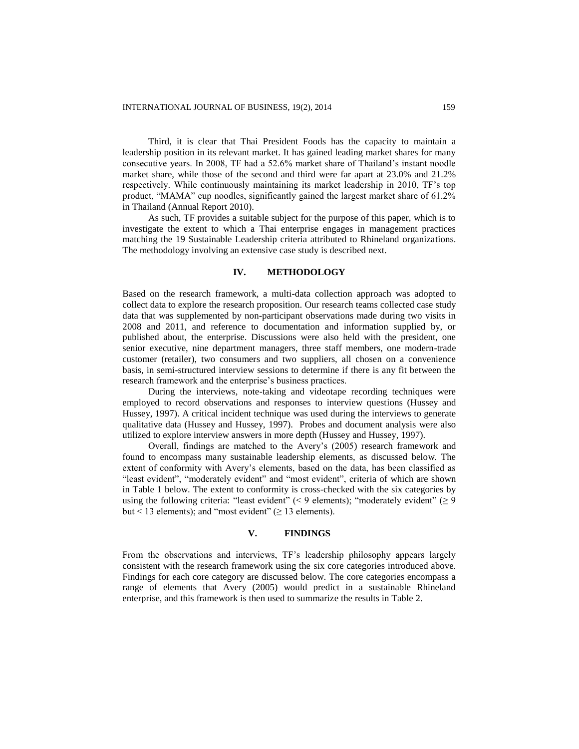Third, it is clear that Thai President Foods has the capacity to maintain a leadership position in its relevant market. It has gained leading market shares for many consecutive years. In 2008, TF had a 52.6% market share of Thailand's instant noodle market share, while those of the second and third were far apart at 23.0% and 21.2% respectively. While continuously maintaining its market leadership in 2010, TF's top product, "MAMA" cup noodles, significantly gained the largest market share of 61.2% in Thailand (Annual Report 2010).

As such, TF provides a suitable subject for the purpose of this paper, which is to investigate the extent to which a Thai enterprise engages in management practices matching the 19 Sustainable Leadership criteria attributed to Rhineland organizations. The methodology involving an extensive case study is described next.

## IV. METHODOLOGY

Based on the research framework, a multi-data collection approach was adopted to collect data to explore the research proposition. Our research teams collected case study data that was supplemented by non-participant observations made during two visits in 2008 and 2011, and reference to documentation and information supplied by, or published about, the enterprise. Discussions were also held with the president, one senior executive, nine department managers, three staff members, one modern-trade customer (retailer), two consumers and two suppliers, all chosen on a convenience basis, in semi-structured interview sessions to determine if there is any fit between the research framework and the enterprise's business practices.

During the interviews, note-taking and videotape recording techniques were employed to record observations and responses to interview questions (Hussey and Hussey, 1997). A critical incident technique was used during the interviews to generate qualitative data (Hussey and Hussey, 1997). Probes and document analysis were also utilized to explore interview answers in more depth (Hussey and Hussey, 1997).

Overall, findings are matched to the Avery's (2005) research framework and found to encompass many sustainable leadership elements, as discussed below. The extent of conformity with Avery's elements, based on the data, has been classified as "least evident", "moderately evident" and "most evident", criteria of which are shown in Table 1 below. The extent to conformity is cross-checked with the six categories by using the following criteria: "least evident" ($< 9$ elements); "moderately evident" ($\geq 9$ but $< 13$ elements); and "most evident" ($\geq 13$ elements).

## V. FINDINGS

From the observations and interviews, TF's leadership philosophy appears largely consistent with the research framework using the six core categories introduced above. Findings for each core category are discussed below. The core categories encompass a range of elements that Avery (2005) would predict in a sustainable Rhineland enterprise, and this framework is then used to summarize the results in Table 2.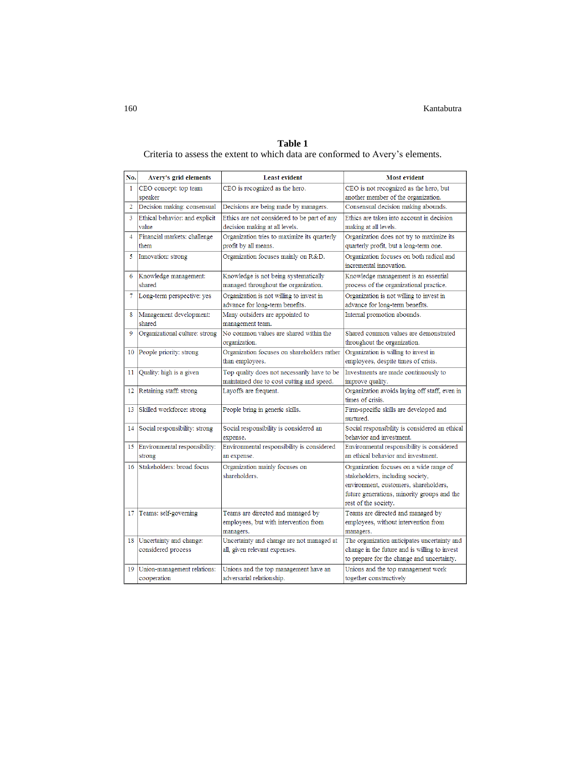**Table 1**

Criteria to assess the extent to which data are conformed to Avery's elements.

| No. | Avery's grid elements | Least evident | Most evident |
|---|---|---|---|
| 1 | CEO concept: top team speaker | CEO is recognized as the hero. | CEO is not recognized as the hero, but another member of the organization. |
| 2 | Decision making: consensual | Decisions are being made by managers. | Consensual decision making abounds. |
| 3 | Ethical behavior: and explicit value | Ethics are not considered to be part of any decision making at all levels. | Ethics are taken into account in decision making at all levels. |
| 4 | Financial markets: challenge them | Organization tries to maximize its quarterly profit by all means. | Organization does not try to maximize its quarterly profit, but a long-term one. |
| 5 | Innovation: strong | Organization focuses mainly on R&D. | Organization focuses on both radical and incremental innovation. |
| 6 | Knowledge management: shared | Knowledge is not being systematically managed throughout the organization. | Knowledge management is an essential process of the organizational practice. |
| 7 | Long-term perspective: yes | Organization is not willing to invest in advance for long-term benefits. | Organization is not willing to invest in advance for long-term benefits. |
| 8 | Management development: shared | Many outsiders are appointed to management team. | Internal promotion abounds. |
| 9 | Organizational culture: strong | No common values are shared within the organization. | Shared common values are demonstrated throughout the organization. |
| 10 | People priority: strong | Organization focuses on shareholders rather than employees. | Organization is willing to invest in employees, despite times of crisis. |
| 11 | Quality: high is a given | Top quality does not necessarily have to be maintained due to cost cutting and speed. | Investments are made continuously to improve quality. |
| 12 | Retaining staff: strong | Layoffs are frequent. | Organization avoids laying off staff, even in times of crisis. |
| 13 | Skilled workforce: strong | People bring in generic skills. | Firm-specific skills are developed and nurtured. |
| 14 | Social responsibility: strong | Social responsibility is considered an expense. | Social responsibility is considered an ethical behavior and investment. |
| 15 | Environmental responsibility: strong | Environmental responsibility is considered an expense. | Environmental responsibility is considered an ethical behavior and investment. |
| 16 | Stakeholders: broad focus | Organization mainly focuses on shareholders. | Organization focuses on a wide range of stakeholders, including society, environment, customers, shareholders, future generations, minority groups and the rest of the society. |
| 17 | Teams: self-governing | Teams are directed and managed by employees, but with intervention from managers. | Teams are directed and managed by employees, without intervention from managers. |
| 18 | Uncertainty and change: considered process | Uncertainty and change are not managed at all, given relevant expenses. | The organization anticipates uncertainty and change in the future and is willing to invest to prepare for the change and uncertainty. |
| 19 | Union-management relations: cooperation | Unions and the top management have an adversarial relationship. | Unions and the top management work together constructively |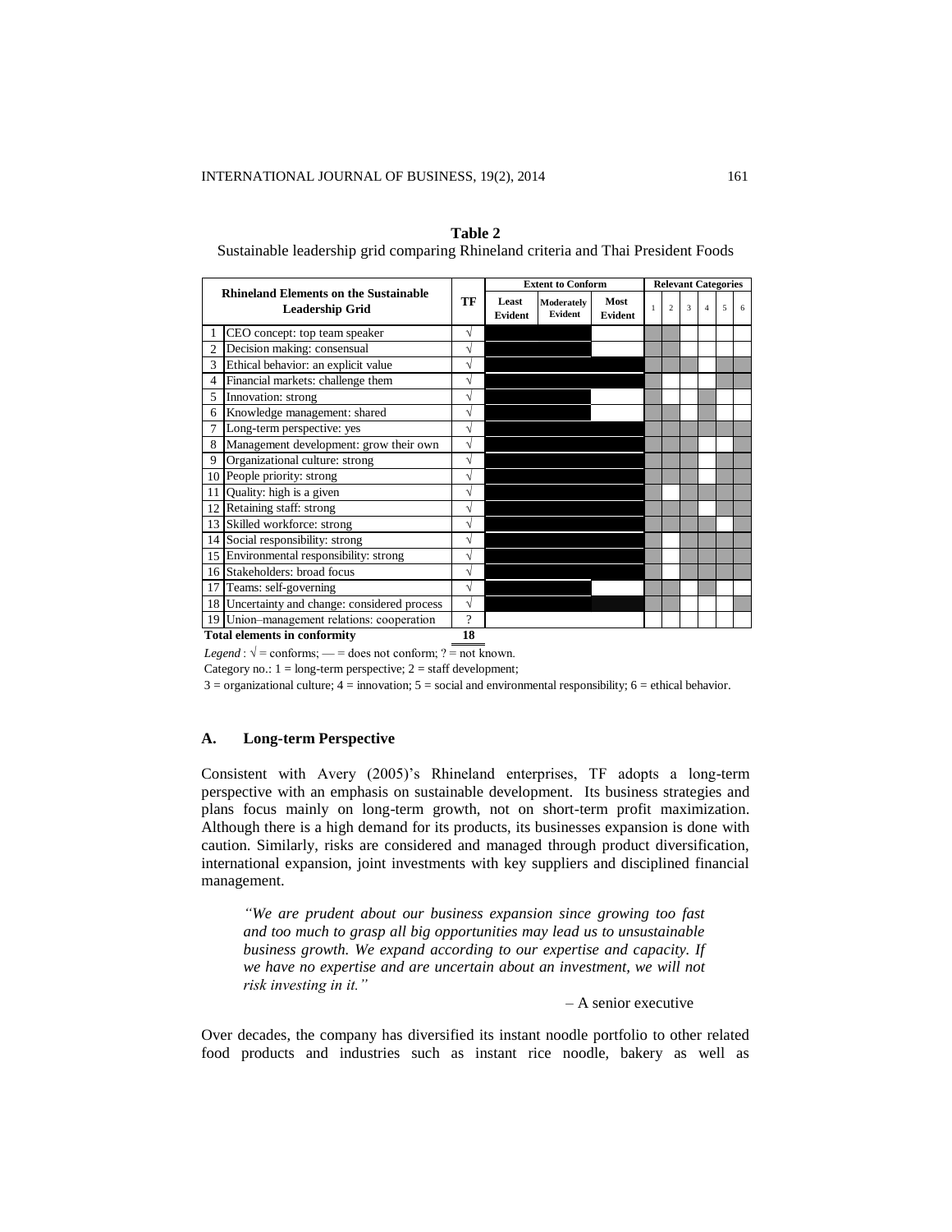**Table 2**
Sustainable leadership grid comparing Rhineland criteria and Thai President Foods

| | Rhineland Elements on the Sustainable Leadership Grid | TF | Extent to Conform | | | Relevant Categories | | | | | |
|---|---|---|---|---|---|---|---|---|---|---|---|
| | | | Least Evident | Moderately Evident | Most Evident | 1 | 2 | 3 | 4 | 5 | 6 |
| 1 | CEO concept: top team speaker | √ | ■ | ■ | | ■ | ■ | | | | |
| 2 | Decision making: consensual | √ | ■ | ■ | | ■ | ■ | | | | |
| 3 | Ethical behavior: an explicit value | √ | ■ | ■ | ■ | ■ | ■ | ■ | | ■ | ■ |
| 4 | Financial markets: challenge them | √ | ■ | ■ | ■ | ■ | | | | ■ | ■ |
| 5 | Innovation: strong | √ | ■ | ■ | | ■ | | | ■ | | |
| 6 | Knowledge management: shared | √ | ■ | ■ | | ■ | ■ | | ■ | | |
| 7 | Long-term perspective: yes | √ | ■ | ■ | ■ | ■ | ■ | ■ | ■ | ■ | ■ |
| 8 | Management development: grow their own | √ | ■ | ■ | ■ | ■ | ■ | ■ | | | ■ |
| 9 | Organizational culture: strong | √ | ■ | ■ | ■ | ■ | ■ | ■ | | | ■ |
| 10 | People priority: strong | √ | ■ | ■ | ■ | ■ | ■ | ■ | | ■ | ■ |
| 11 | Quality: high is a given | √ | ■ | ■ | ■ | ■ | | ■ | ■ | ■ | ■ |
| 12 | Retaining staff: strong | √ | ■ | ■ | ■ | ■ | ■ | ■ | | ■ | ■ |
| 13 | Skilled workforce: strong | √ | ■ | ■ | ■ | ■ | ■ | ■ | ■ | | ■ |
| 14 | Social responsibility: strong | √ | ■ | ■ | ■ | ■ | | ■ | ■ | ■ | ■ |
| 15 | Environmental responsibility: strong | √ | ■ | ■ | ■ | ■ | | ■ | ■ | ■ | ■ |
| 16 | Stakeholders: broad focus | √ | ■ | ■ | ■ | ■ | | ■ | ■ | ■ | ■ |
| 17 | Teams: self-governing | √ | ■ | ■ | | ■ | ■ | | ■ | | |
| 18 | Uncertainty and change: considered process | √ | ■ | ■ | ■ | ■ | ■ | | | | ■ |
| 19 | Union–management relations: cooperation | ? | | | | | | | | | |
| | **Total elements in conformity** | **18** | | | | | | | | | |

*Legend* : √ = conforms; — = does not conform; ? = not known.
Category no.: 1 = long-term perspective; 2 = staff development;
3 = organizational culture; 4 = innovation; 5 = social and environmental responsibility; 6 = ethical behavior.

### A. Long-term Perspective

Consistent with Avery (2005)'s Rhineland enterprises, TF adopts a long-term perspective with an emphasis on sustainable development. Its business strategies and plans focus mainly on long-term growth, not on short-term profit maximization. Although there is a high demand for its products, its businesses expansion is done with caution. Similarly, risks are considered and managed through product diversification, international expansion, joint investments with key suppliers and disciplined financial management.

> *"We are prudent about our business expansion since growing too fast and too much to grasp all big opportunities may lead us to unsustainable business growth. We expand according to our expertise and capacity. If we have no expertise and are uncertain about an investment, we will not risk investing in it."*
>
> – A senior executive

Over decades, the company has diversified its instant noodle portfolio to other related food products and industries such as instant rice noodle, bakery as well as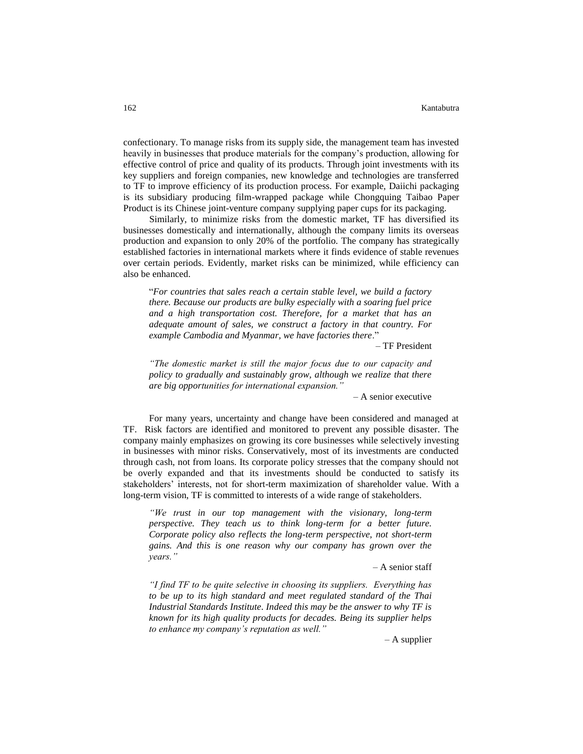confectionary. To manage risks from its supply side, the management team has invested heavily in businesses that produce materials for the company's production, allowing for effective control of price and quality of its products. Through joint investments with its key suppliers and foreign companies, new knowledge and technologies are transferred to TF to improve efficiency of its production process. For example, Daiichi packaging is its subsidiary producing film-wrapped package while Chongquing Taibao Paper Product is its Chinese joint-venture company supplying paper cups for its packaging.

Similarly, to minimize risks from the domestic market, TF has diversified its businesses domestically and internationally, although the company limits its overseas production and expansion to only 20% of the portfolio. The company has strategically established factories in international markets where it finds evidence of stable revenues over certain periods. Evidently, market risks can be minimized, while efficiency can also be enhanced.

> "*For countries that sales reach a certain stable level, we build a factory there. Because our products are bulky especially with a soaring fuel price and a high transportation cost. Therefore, for a market that has an adequate amount of sales, we construct a factory in that country. For example Cambodia and Myanmar, we have factories there*."
>
> – TF President

> *"The domestic market is still the major focus due to our capacity and policy to gradually and sustainably grow, although we realize that there are big opportunities for international expansion."*
>
> – A senior executive

For many years, uncertainty and change have been considered and managed at TF. Risk factors are identified and monitored to prevent any possible disaster. The company mainly emphasizes on growing its core businesses while selectively investing in businesses with minor risks. Conservatively, most of its investments are conducted through cash, not from loans. Its corporate policy stresses that the company should not be overly expanded and that its investments should be conducted to satisfy its stakeholders' interests, not for short-term maximization of shareholder value. With a long-term vision, TF is committed to interests of a wide range of stakeholders.

> *"We trust in our top management with the visionary, long-term perspective. They teach us to think long-term for a better future. Corporate policy also reflects the long-term perspective, not short-term gains. And this is one reason why our company has grown over the years."*
>
> – A senior staff

> *"I find TF to be quite selective in choosing its suppliers. Everything has to be up to its high standard and meet regulated standard of the Thai Industrial Standards Institute. Indeed this may be the answer to why TF is known for its high quality products for decades. Being its supplier helps to enhance my company's reputation as well."*
>
> – A supplier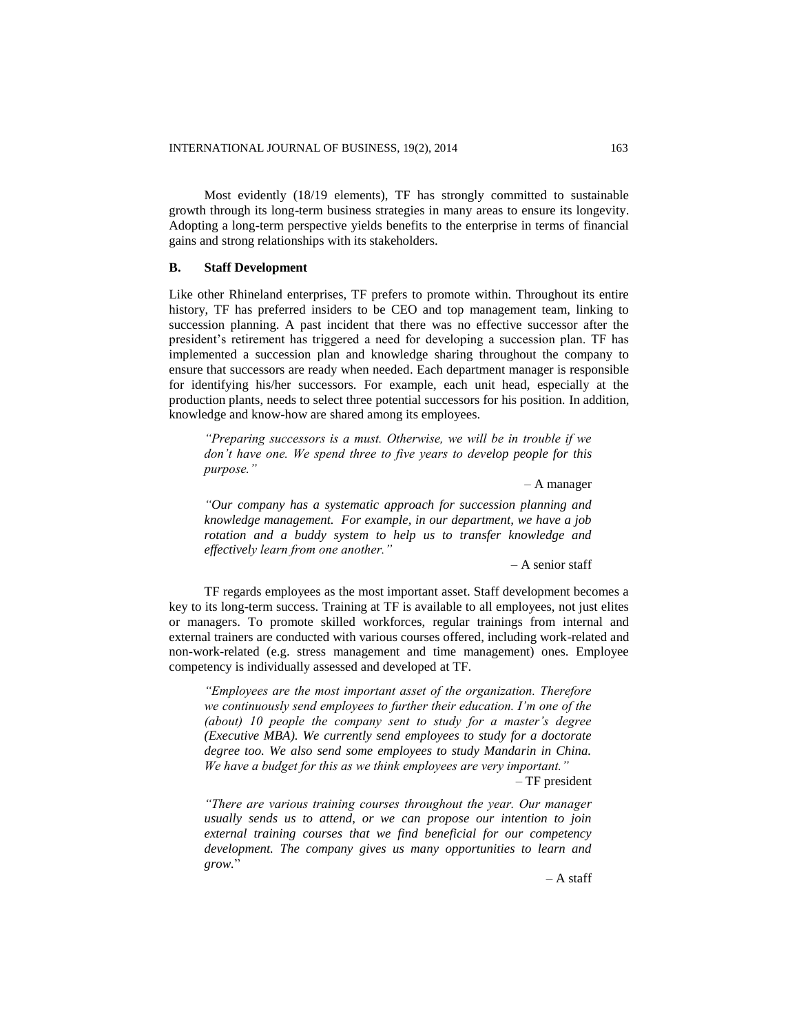Most evidently (18/19 elements), TF has strongly committed to sustainable growth through its long-term business strategies in many areas to ensure its longevity. Adopting a long-term perspective yields benefits to the enterprise in terms of financial gains and strong relationships with its stakeholders.

### B. Staff Development

Like other Rhineland enterprises, TF prefers to promote within. Throughout its entire history, TF has preferred insiders to be CEO and top management team, linking to succession planning. A past incident that there was no effective successor after the president's retirement has triggered a need for developing a succession plan. TF has implemented a succession plan and knowledge sharing throughout the company to ensure that successors are ready when needed. Each department manager is responsible for identifying his/her successors. For example, each unit head, especially at the production plants, needs to select three potential successors for his position. In addition, knowledge and know-how are shared among its employees.

> *"Preparing successors is a must. Otherwise, we will be in trouble if we don't have one. We spend three to five years to develop people for this purpose."*
>
> – A manager

> *"Our company has a systematic approach for succession planning and knowledge management. For example, in our department, we have a job rotation and a buddy system to help us to transfer knowledge and effectively learn from one another."*
>
> – A senior staff

TF regards employees as the most important asset. Staff development becomes a key to its long-term success. Training at TF is available to all employees, not just elites or managers. To promote skilled workforces, regular trainings from internal and external trainers are conducted with various courses offered, including work-related and non-work-related (e.g. stress management and time management) ones. Employee competency is individually assessed and developed at TF.

> *"Employees are the most important asset of the organization. Therefore we continuously send employees to further their education. I'm one of the (about) 10 people the company sent to study for a master's degree (Executive MBA). We currently send employees to study for a doctorate degree too. We also send some employees to study Mandarin in China. We have a budget for this as we think employees are very important."*
>
> – TF president

> *"There are various training courses throughout the year. Our manager usually sends us to attend, or we can propose our intention to join external training courses that we find beneficial for our competency development. The company gives us many opportunities to learn and grow."*
>
> – A staff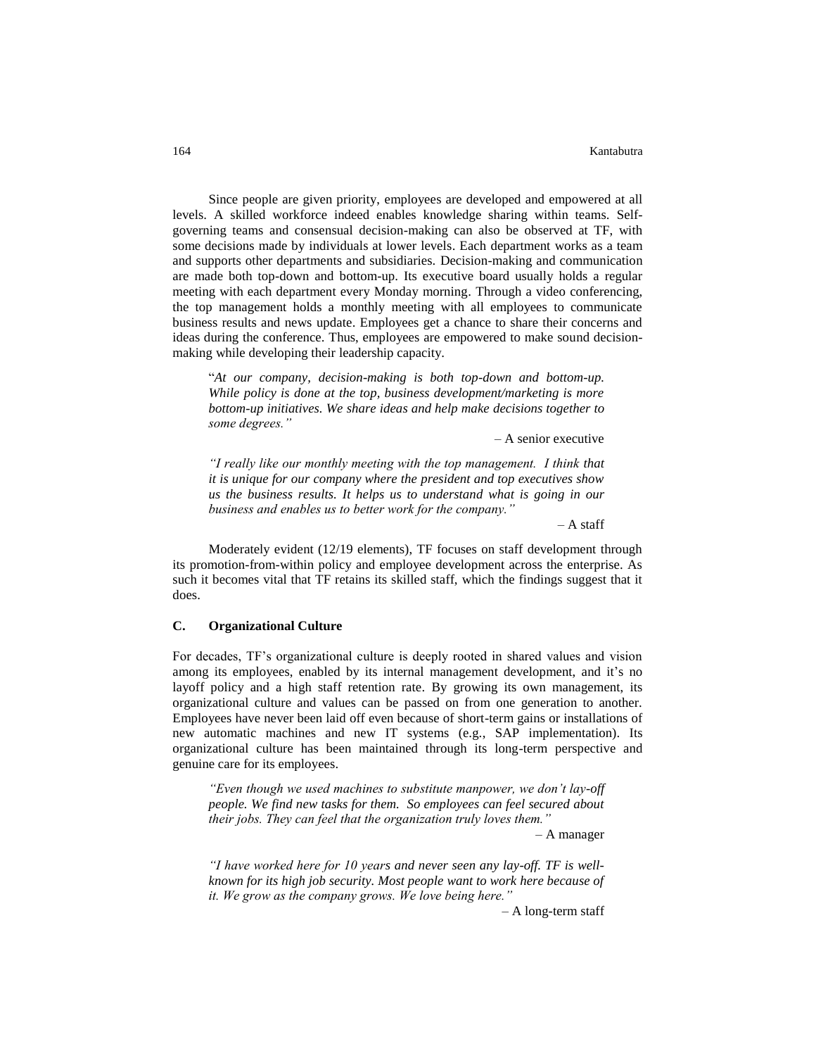Since people are given priority, employees are developed and empowered at all levels. A skilled workforce indeed enables knowledge sharing within teams. Self-governing teams and consensual decision-making can also be observed at TF, with some decisions made by individuals at lower levels. Each department works as a team and supports other departments and subsidiaries. Decision-making and communication are made both top-down and bottom-up. Its executive board usually holds a regular meeting with each department every Monday morning. Through a video conferencing, the top management holds a monthly meeting with all employees to communicate business results and news update. Employees get a chance to share their concerns and ideas during the conference. Thus, employees are empowered to make sound decision-making while developing their leadership capacity.

> "*At our company, decision-making is both top-down and bottom-up. While policy is done at the top, business development/marketing is more bottom-up initiatives. We share ideas and help make decisions together to some degrees.*"
>
> – A senior executive

> *"I really like our monthly meeting with the top management. I think that it is unique for our company where the president and top executives show us the business results. It helps us to understand what is going in our business and enables us to better work for the company."*
>
> – A staff

Moderately evident (12/19 elements), TF focuses on staff development through its promotion-from-within policy and employee development across the enterprise. As such it becomes vital that TF retains its skilled staff, which the findings suggest that it does.

### C. Organizational Culture

For decades, TF's organizational culture is deeply rooted in shared values and vision among its employees, enabled by its internal management development, and it's no layoff policy and a high staff retention rate. By growing its own management, its organizational culture and values can be passed on from one generation to another. Employees have never been laid off even because of short-term gains or installations of new automatic machines and new IT systems (e.g., SAP implementation). Its organizational culture has been maintained through its long-term perspective and genuine care for its employees.

> *"Even though we used machines to substitute manpower, we don't lay-off people. We find new tasks for them. So employees can feel secured about their jobs. They can feel that the organization truly loves them."*
>
> – A manager

> *"I have worked here for 10 years and never seen any lay-off. TF is well-known for its high job security. Most people want to work here because of it. We grow as the company grows. We love being here."*
>
> – A long-term staff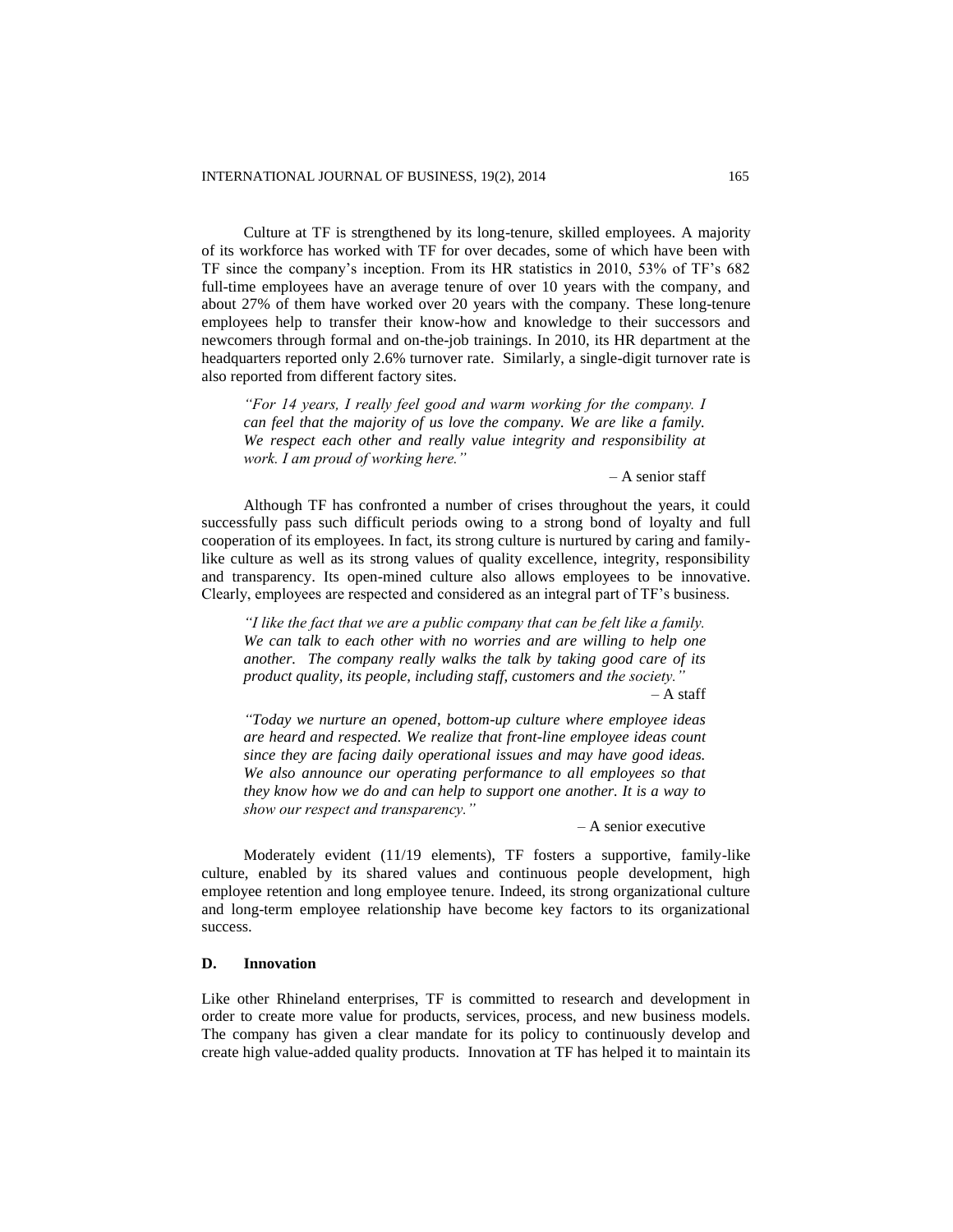Culture at TF is strengthened by its long-tenure, skilled employees. A majority of its workforce has worked with TF for over decades, some of which have been with TF since the company's inception. From its HR statistics in 2010, 53% of TF's 682 full-time employees have an average tenure of over 10 years with the company, and about 27% of them have worked over 20 years with the company. These long-tenure employees help to transfer their know-how and knowledge to their successors and newcomers through formal and on-the-job trainings. In 2010, its HR department at the headquarters reported only 2.6% turnover rate. Similarly, a single-digit turnover rate is also reported from different factory sites.

> *"For 14 years, I really feel good and warm working for the company. I can feel that the majority of us love the company. We are like a family. We respect each other and really value integrity and responsibility at work. I am proud of working here."*
>
> – A senior staff

Although TF has confronted a number of crises throughout the years, it could successfully pass such difficult periods owing to a strong bond of loyalty and full cooperation of its employees. In fact, its strong culture is nurtured by caring and family-like culture as well as its strong values of quality excellence, integrity, responsibility and transparency. Its open-mined culture also allows employees to be innovative. Clearly, employees are respected and considered as an integral part of TF's business.

> *"I like the fact that we are a public company that can be felt like a family. We can talk to each other with no worries and are willing to help one another. The company really walks the talk by taking good care of its product quality, its people, including staff, customers and the society."*
>
> – A staff

> *"Today we nurture an opened, bottom-up culture where employee ideas are heard and respected. We realize that front-line employee ideas count since they are facing daily operational issues and may have good ideas. We also announce our operating performance to all employees so that they know how we do and can help to support one another. It is a way to show our respect and transparency."*
>
> – A senior executive

Moderately evident (11/19 elements), TF fosters a supportive, family-like culture, enabled by its shared values and continuous people development, high employee retention and long employee tenure. Indeed, its strong organizational culture and long-term employee relationship have become key factors to its organizational success.

### D. Innovation

Like other Rhineland enterprises, TF is committed to research and development in order to create more value for products, services, process, and new business models. The company has given a clear mandate for its policy to continuously develop and create high value-added quality products. Innovation at TF has helped it to maintain its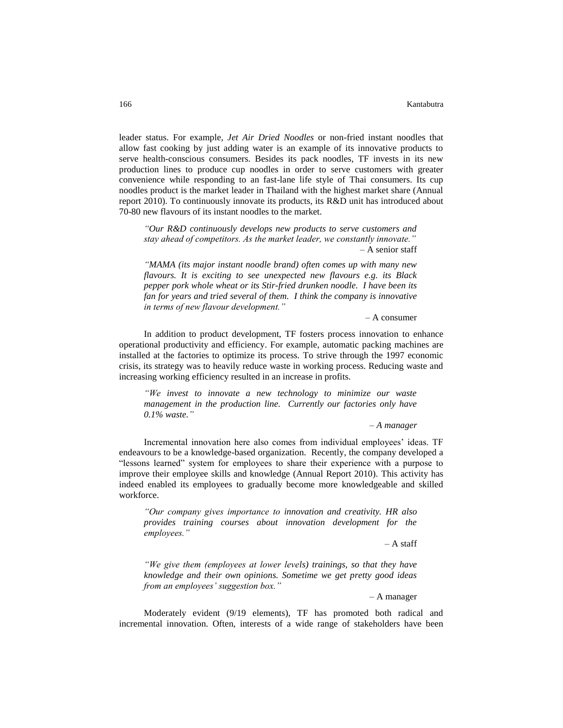leader status. For example, *Jet Air Dried Noodles* or non-fried instant noodles that allow fast cooking by just adding water is an example of its innovative products to serve health-conscious consumers. Besides its pack noodles, TF invests in its new production lines to produce cup noodles in order to serve customers with greater convenience while responding to an fast-lane life style of Thai consumers. Its cup noodles product is the market leader in Thailand with the highest market share (Annual report 2010). To continuously innovate its products, its R&D unit has introduced about 70-80 new flavours of its instant noodles to the market.

> *"Our R&D continuously develops new products to serve customers and stay ahead of competitors. As the market leader, we constantly innovate."*
>
> – A senior staff

> *"MAMA (its major instant noodle brand) often comes up with many new flavours. It is exciting to see unexpected new flavours e.g. its Black pepper pork whole wheat or its Stir-fried drunken noodle. I have been its fan for years and tried several of them. I think the company is innovative in terms of new flavour development."*
>
> – A consumer

In addition to product development, TF fosters process innovation to enhance operational productivity and efficiency. For example, automatic packing machines are installed at the factories to optimize its process. To strive through the 1997 economic crisis, its strategy was to heavily reduce waste in working process. Reducing waste and increasing working efficiency resulted in an increase in profits.

> *"We invest to innovate a new technology to minimize our waste management in the production line. Currently our factories only have 0.1% waste."*
>
> *– A manager*

Incremental innovation here also comes from individual employees' ideas. TF endeavours to be a knowledge-based organization. Recently, the company developed a "lessons learned" system for employees to share their experience with a purpose to improve their employee skills and knowledge (Annual Report 2010). This activity has indeed enabled its employees to gradually become more knowledgeable and skilled workforce.

> *"Our company gives importance to innovation and creativity. HR also provides training courses about innovation development for the employees."*
>
> – A staff

> *"We give them (employees at lower levels) trainings, so that they have knowledge and their own opinions. Sometime we get pretty good ideas from an employees' suggestion box."*
>
> – A manager

Moderately evident (9/19 elements), TF has promoted both radical and incremental innovation. Often, interests of a wide range of stakeholders have been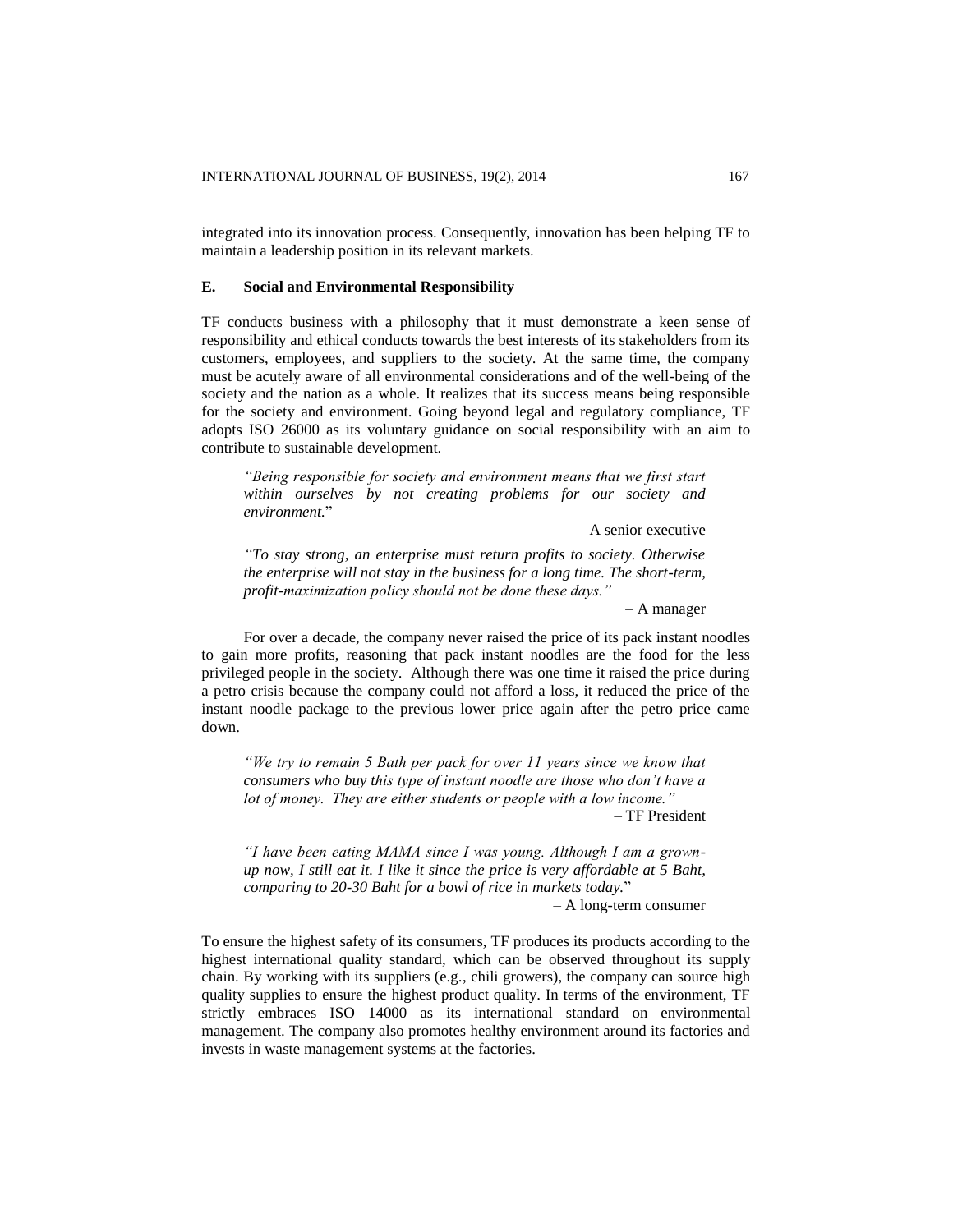integrated into its innovation process. Consequently, innovation has been helping TF to maintain a leadership position in its relevant markets.

### E. Social and Environmental Responsibility

TF conducts business with a philosophy that it must demonstrate a keen sense of responsibility and ethical conducts towards the best interests of its stakeholders from its customers, employees, and suppliers to the society. At the same time, the company must be acutely aware of all environmental considerations and of the well-being of the society and the nation as a whole. It realizes that its success means being responsible for the society and environment. Going beyond legal and regulatory compliance, TF adopts ISO 26000 as its voluntary guidance on social responsibility with an aim to contribute to sustainable development.

> *"Being responsible for society and environment means that we first start within ourselves by not creating problems for our society and environment.*"
>
> – A senior executive

> *"To stay strong, an enterprise must return profits to society. Otherwise the enterprise will not stay in the business for a long time. The short-term, profit-maximization policy should not be done these days."*
>
> – A manager

For over a decade, the company never raised the price of its pack instant noodles to gain more profits, reasoning that pack instant noodles are the food for the less privileged people in the society. Although there was one time it raised the price during a petro crisis because the company could not afford a loss, it reduced the price of the instant noodle package to the previous lower price again after the petro price came down.

> *"We try to remain 5 Bath per pack for over 11 years since we know that consumers who buy this type of instant noodle are those who don't have a lot of money. They are either students or people with a low income."*
>
> – TF President

> *"I have been eating MAMA since I was young. Although I am a grown-up now, I still eat it. I like it since the price is very affordable at 5 Baht, comparing to 20-30 Baht for a bowl of rice in markets today.*"
>
> – A long-term consumer

To ensure the highest safety of its consumers, TF produces its products according to the highest international quality standard, which can be observed throughout its supply chain. By working with its suppliers (e.g., chili growers), the company can source high quality supplies to ensure the highest product quality. In terms of the environment, TF strictly embraces ISO 14000 as its international standard on environmental management. The company also promotes healthy environment around its factories and invests in waste management systems at the factories.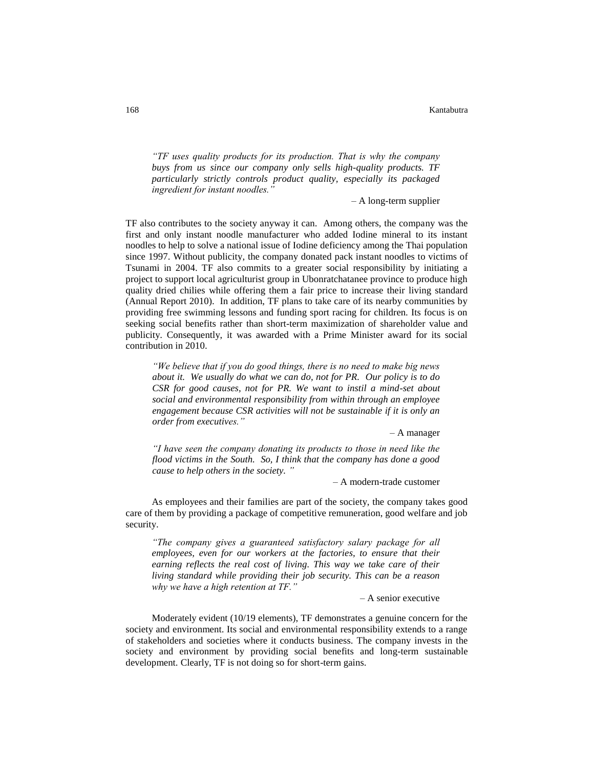> *"TF uses quality products for its production. That is why the company buys from us since our company only sells high-quality products. TF particularly strictly controls product quality, especially its packaged ingredient for instant noodles."*
>
> – A long-term supplier

TF also contributes to the society anyway it can. Among others, the company was the first and only instant noodle manufacturer who added Iodine mineral to its instant noodles to help to solve a national issue of Iodine deficiency among the Thai population since 1997. Without publicity, the company donated pack instant noodles to victims of Tsunami in 2004. TF also commits to a greater social responsibility by initiating a project to support local agriculturist group in Ubonratchatanee province to produce high quality dried chilies while offering them a fair price to increase their living standard (Annual Report 2010). In addition, TF plans to take care of its nearby communities by providing free swimming lessons and funding sport racing for children. Its focus is on seeking social benefits rather than short-term maximization of shareholder value and publicity. Consequently, it was awarded with a Prime Minister award for its social contribution in 2010.

> *"We believe that if you do good things, there is no need to make big news about it. We usually do what we can do, not for PR. Our policy is to do CSR for good causes, not for PR. We want to instil a mind-set about social and environmental responsibility from within through an employee engagement because CSR activities will not be sustainable if it is only an order from executives."*
>
> – A manager

> *"I have seen the company donating its products to those in need like the flood victims in the South. So, I think that the company has done a good cause to help others in the society. "*
>
> – A modern-trade customer

As employees and their families are part of the society, the company takes good care of them by providing a package of competitive remuneration, good welfare and job security.

> *"The company gives a guaranteed satisfactory salary package for all employees, even for our workers at the factories, to ensure that their earning reflects the real cost of living. This way we take care of their living standard while providing their job security. This can be a reason why we have a high retention at TF."*
>
> – A senior executive

Moderately evident (10/19 elements), TF demonstrates a genuine concern for the society and environment. Its social and environmental responsibility extends to a range of stakeholders and societies where it conducts business. The company invests in the society and environment by providing social benefits and long-term sustainable development. Clearly, TF is not doing so for short-term gains.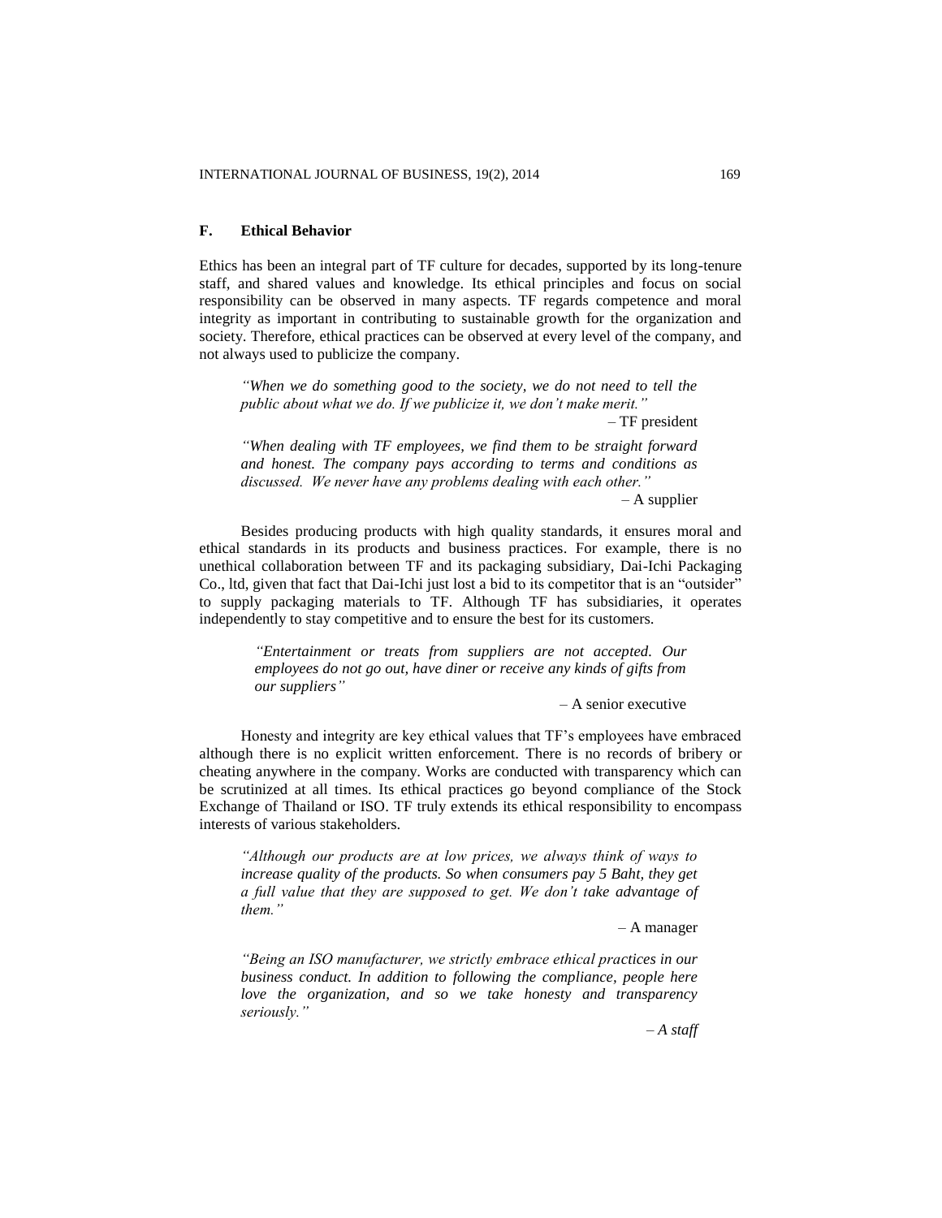### F. Ethical Behavior

Ethics has been an integral part of TF culture for decades, supported by its long-tenure staff, and shared values and knowledge. Its ethical principles and focus on social responsibility can be observed in many aspects. TF regards competence and moral integrity as important in contributing to sustainable growth for the organization and society. Therefore, ethical practices can be observed at every level of the company, and not always used to publicize the company.

> *"When we do something good to the society, we do not need to tell the public about what we do. If we publicize it, we don't make merit."*
>
> – TF president

> *"When dealing with TF employees, we find them to be straight forward and honest. The company pays according to terms and conditions as discussed. We never have any problems dealing with each other."*
>
> – A supplier

Besides producing products with high quality standards, it ensures moral and ethical standards in its products and business practices. For example, there is no unethical collaboration between TF and its packaging subsidiary, Dai-Ichi Packaging Co., ltd, given that fact that Dai-Ichi just lost a bid to its competitor that is an "outsider" to supply packaging materials to TF. Although TF has subsidiaries, it operates independently to stay competitive and to ensure the best for its customers.

> *"Entertainment or treats from suppliers are not accepted. Our employees do not go out, have diner or receive any kinds of gifts from our suppliers"*
>
> – A senior executive

Honesty and integrity are key ethical values that TF's employees have embraced although there is no explicit written enforcement. There is no records of bribery or cheating anywhere in the company. Works are conducted with transparency which can be scrutinized at all times. Its ethical practices go beyond compliance of the Stock Exchange of Thailand or ISO. TF truly extends its ethical responsibility to encompass interests of various stakeholders.

> *"Although our products are at low prices, we always think of ways to increase quality of the products. So when consumers pay 5 Baht, they get a full value that they are supposed to get. We don't take advantage of them."*
>
> – A manager

> *"Being an ISO manufacturer, we strictly embrace ethical practices in our business conduct. In addition to following the compliance, people here love the organization, and so we take honesty and transparency seriously."*
>
> *– A staff*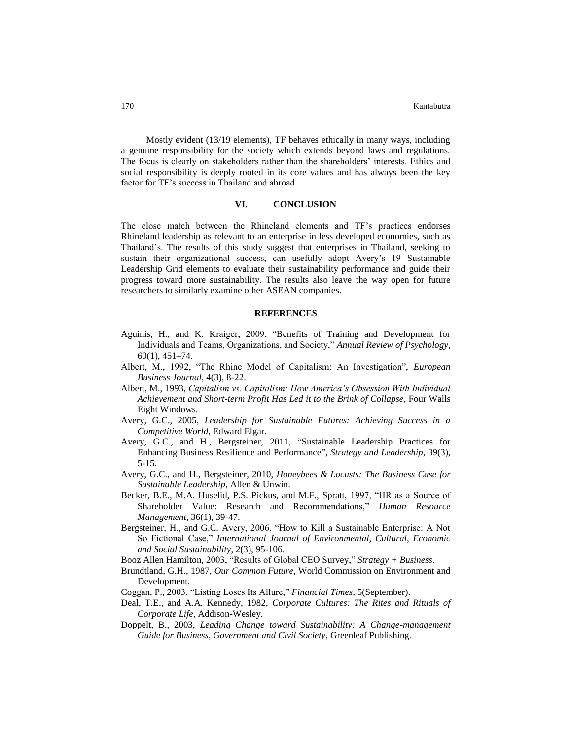Mostly evident (13/19 elements), TF behaves ethically in many ways, including a genuine responsibility for the society which extends beyond laws and regulations. The focus is clearly on stakeholders rather than the shareholders' interests. Ethics and social responsibility is deeply rooted in its core values and has always been the key factor for TF's success in Thailand and abroad.

## VI. CONCLUSION

The close match between the Rhineland elements and TF's practices endorses Rhineland leadership as relevant to an enterprise in less developed economies, such as Thailand's. The results of this study suggest that enterprises in Thailand, seeking to sustain their organizational success, can usefully adopt Avery's 19 Sustainable Leadership Grid elements to evaluate their sustainability performance and guide their progress toward more sustainability. The results also leave the way open for future researchers to similarly examine other ASEAN companies.

## REFERENCES

Aguinis, H., and K. Kraiger, 2009, "Benefits of Training and Development for Individuals and Teams, Organizations, and Society," *Annual Review of Psychology*, 60(1), 451–74.

Albert, M., 1992, "The Rhine Model of Capitalism: An Investigation", *European Business Journal*, 4(3), 8-22.

Albert, M., 1993, *Capitalism vs. Capitalism: How America's Obsession With Individual Achievement and Short-term Profit Has Led it to the Brink of Collapse*, Four Walls Eight Windows.

Avery, G.C., 2005, *Leadership for Sustainable Futures: Achieving Success in a Competitive World*, Edward Elgar.

Avery, G.C., and H., Bergsteiner, 2011, "Sustainable Leadership Practices for Enhancing Business Resilience and Performance", *Strategy and Leadership*, 39(3), 5-15.

Avery, G.C., and H., Bergsteiner, 2010, *Honeybees & Locusts: The Business Case for Sustainable Leadership*, Allen & Unwin.

Becker, B.E., M.A. Huselid, P.S. Pickus, and M.F., Spratt, 1997, "HR as a Source of Shareholder Value: Research and Recommendations," *Human Resource Management*, 36(1), 39-47.

Bergsteiner, H., and G.C. Avery, 2006, "How to Kill a Sustainable Enterprise: A Not So Fictional Case," *International Journal of Environmental, Cultural, Economic and Social Sustainability*, 2(3), 95-106.

Booz Allen Hamilton, 2003, "Results of Global CEO Survey," *Strategy + Business*.

Brundtland, G.H., 1987, *Our Common Future*, World Commission on Environment and Development.

Coggan, P., 2003, "Listing Loses Its Allure," *Financial Times*, 5(September).

Deal, T.E., and A.A. Kennedy, 1982, *Corporate Cultures: The Rites and Rituals of Corporate Life*, Addison-Wesley.

Doppelt, B., 2003, *Leading Change toward Sustainability: A Change-management Guide for Business, Government and Civil Society*, Greenleaf Publishing.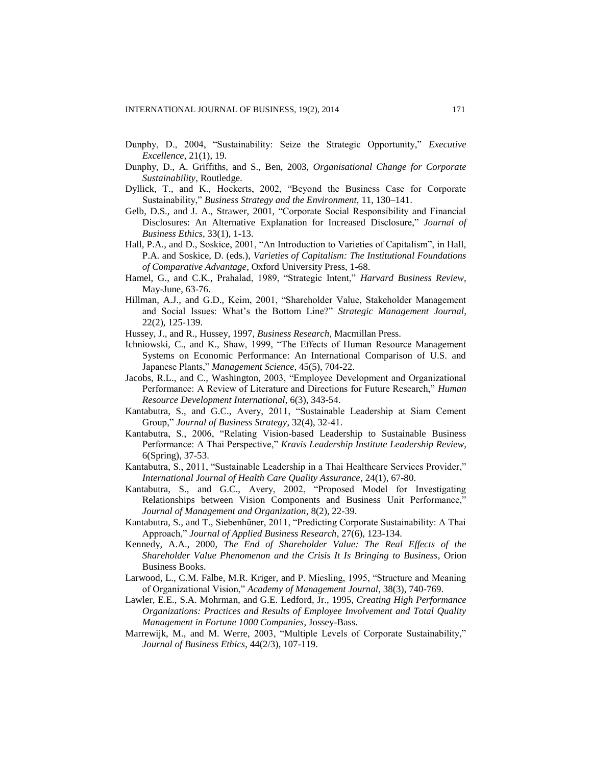Dunphy, D., 2004, "Sustainability: Seize the Strategic Opportunity," *Executive Excellence*, 21(1), 19.

Dunphy, D., A. Griffiths, and S., Ben, 2003, *Organisational Change for Corporate Sustainability*, Routledge.

Dyllick, T., and K., Hockerts, 2002, "Beyond the Business Case for Corporate Sustainability," *Business Strategy and the Environment*, 11, 130–141.

Gelb, D.S., and J. A., Strawer, 2001, "Corporate Social Responsibility and Financial Disclosures: An Alternative Explanation for Increased Disclosure," *Journal of Business Ethics*, 33(1), 1-13.

Hall, P.A., and D., Soskice, 2001, "An Introduction to Varieties of Capitalism", in Hall, P.A. and Soskice, D. (eds.), *Varieties of Capitalism: The Institutional Foundations of Comparative Advantage*, Oxford University Press, 1-68.

Hamel, G., and C.K., Prahalad, 1989, "Strategic Intent," *Harvard Business Review*, May-June, 63-76.

Hillman, A.J., and G.D., Keim, 2001, "Shareholder Value, Stakeholder Management and Social Issues: What's the Bottom Line?" *Strategic Management Journal*, 22(2), 125-139.

Hussey, J., and R., Hussey, 1997, *Business Research*, Macmillan Press.

Ichniowski, C., and K., Shaw, 1999, "The Effects of Human Resource Management Systems on Economic Performance: An International Comparison of U.S. and Japanese Plants," *Management Science*, 45(5), 704-22.

Jacobs, R.L., and C., Washington, 2003, "Employee Development and Organizational Performance: A Review of Literature and Directions for Future Research," *Human Resource Development International*, 6(3), 343-54.

Kantabutra, S., and G.C., Avery, 2011, "Sustainable Leadership at Siam Cement Group," *Journal of Business Strategy*, 32(4), 32-41.

Kantabutra, S., 2006, "Relating Vision-based Leadership to Sustainable Business Performance: A Thai Perspective," *Kravis Leadership Institute Leadership Review*, 6(Spring), 37-53.

Kantabutra, S., 2011, "Sustainable Leadership in a Thai Healthcare Services Provider," *International Journal of Health Care Quality Assurance*, 24(1), 67-80.

Kantabutra, S., and G.C., Avery, 2002, "Proposed Model for Investigating Relationships between Vision Components and Business Unit Performance," *Journal of Management and Organization*, 8(2), 22-39.

Kantabutra, S., and T., Siebenhüner, 2011, "Predicting Corporate Sustainability: A Thai Approach," *Journal of Applied Business Research*, 27(6), 123-134.

Kennedy, A.A., 2000, *The End of Shareholder Value: The Real Effects of the Shareholder Value Phenomenon and the Crisis It Is Bringing to Business*, Orion Business Books.

Larwood, L., C.M. Falbe, M.R. Kriger, and P. Miesling, 1995, "Structure and Meaning of Organizational Vision," *Academy of Management Journal*, 38(3), 740-769.

Lawler, E.E., S.A. Mohrman, and G.E. Ledford, Jr., 1995, *Creating High Performance Organizations: Practices and Results of Employee Involvement and Total Quality Management in Fortune 1000 Companies*, Jossey-Bass.

Marrewijk, M., and M. Werre, 2003, "Multiple Levels of Corporate Sustainability," *Journal of Business Ethics*, 44(2/3), 107-119.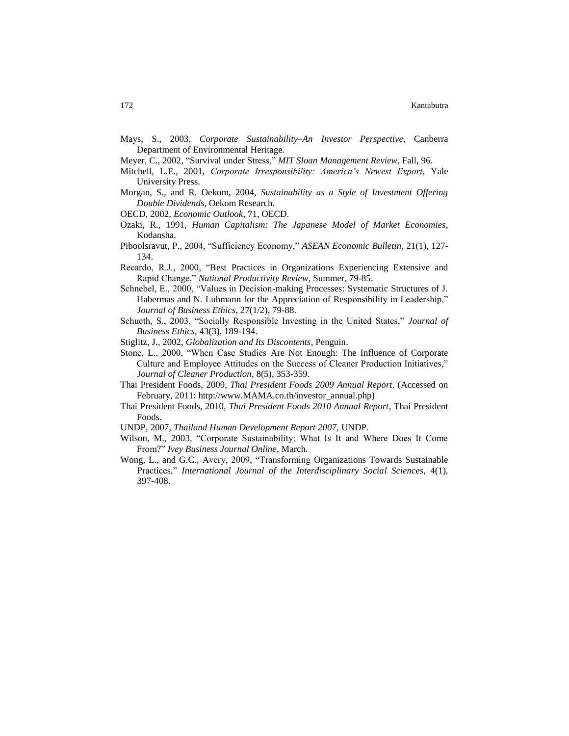Mays, S., 2003, *Corporate Sustainability–An Investor Perspective*, Canberra Department of Environmental Heritage.

Meyer, C., 2002, "Survival under Stress," *MIT Sloan Management Review*, Fall, 96.

Mitchell, L.E., 2001, *Corporate Irresponsibility: America's Newest Export*, Yale University Press.

Morgan, S., and R. Oekom, 2004, *Sustainability as a Style of Investment Offering Double Dividends*, Oekom Research.

OECD, 2002, *Economic Outlook*, 71, OECD.

Ozaki, R., 1991, *Human Capitalism: The Japanese Model of Market Economies*, Kodansha.

Piboolsravut, P., 2004, "Sufficiency Economy," *ASEAN Economic Bulletin*, 21(1), 127-134.

Recardo, R.J., 2000, "Best Practices in Organizations Experiencing Extensive and Rapid Change," *National Productivity Review*, Summer, 79-85.

Schnebel, E., 2000, "Values in Decision-making Processes: Systematic Structures of J. Habermas and N. Luhmann for the Appreciation of Responsibility in Leadership," *Journal of Business Ethics*, 27(1/2), 79-88.

Schueth, S., 2003, "Socially Responsible Investing in the United States," *Journal of Business Ethics*, 43(3), 189-194.

Stiglitz, J., 2002, *Globalization and Its Discontents*, Penguin.

Stone, L., 2000, "When Case Studies Are Not Enough: The Influence of Corporate Culture and Employee Attitudes on the Success of Cleaner Production Initiatives," *Journal of Cleaner Production*, 8(5), 353-359.

Thai President Foods, 2009, *Thai President Foods 2009 Annual Report*. (Accessed on February, 2011: http://www.MAMA.co.th/investor_annual.php)

Thai President Foods, 2010, *Thai President Foods 2010 Annual Report*, Thai President Foods.

UNDP, 2007, *Thailand Human Development Report 2007*, UNDP.

Wilson, M., 2003, "Corporate Sustainability: What Is It and Where Does It Come From?" *Ivey Business Journal Online*, March.

Wong, L., and G.C., Avery, 2009, "Transforming Organizations Towards Sustainable Practices," *International Journal of the Interdisciplinary Social Sciences*, 4(1), 397-408.